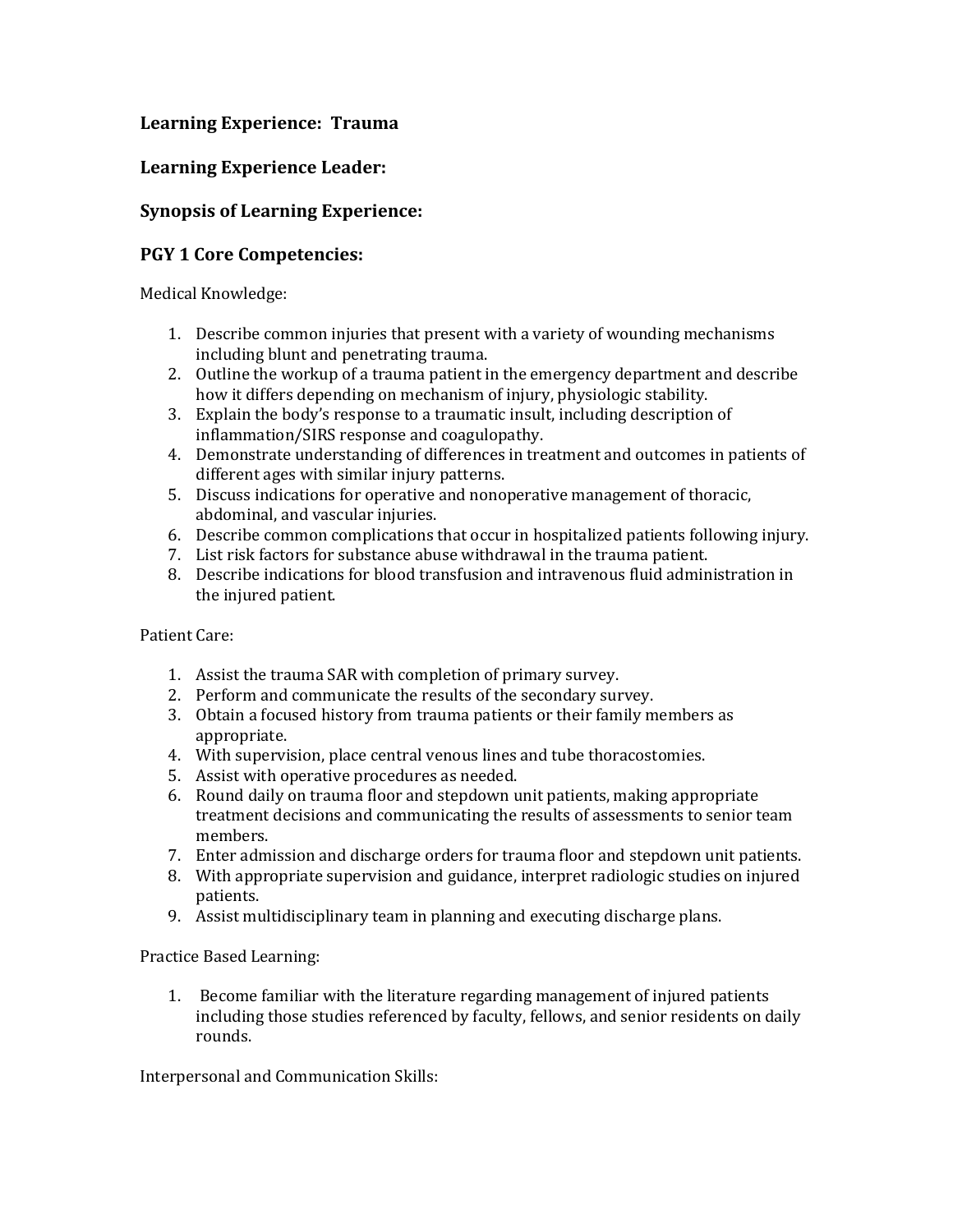### Learning Experience: Trauma

### Learning Experience Leader:

### Synopsis of Learning Experience:

### PGY 1 Core Competencies:

Medical Knowledge:

1. Describe common injuries that present with a variety of wounding mechanisms including blunt and penetrating trauma.
2. Outline the workup of a trauma patient in the emergency department and describe how it differs depending on mechanism of injury, physiologic stability.
3. Explain the body's response to a traumatic insult, including description of inflammation/SIRS response and coagulopathy.
4. Demonstrate understanding of differences in treatment and outcomes in patients of different ages with similar injury patterns.
5. Discuss indications for operative and nonoperative management of thoracic, abdominal, and vascular injuries.
6. Describe common complications that occur in hospitalized patients following injury.
7. List risk factors for substance abuse withdrawal in the trauma patient.
8. Describe indications for blood transfusion and intravenous fluid administration in the injured patient.

Patient Care:

1. Assist the trauma SAR with completion of primary survey.
2. Perform and communicate the results of the secondary survey.
3. Obtain a focused history from trauma patients or their family members as appropriate.
4. With supervision, place central venous lines and tube thoracostomies.
5. Assist with operative procedures as needed.
6. Round daily on trauma floor and stepdown unit patients, making appropriate treatment decisions and communicating the results of assessments to senior team members.
7. Enter admission and discharge orders for trauma floor and stepdown unit patients.
8. With appropriate supervision and guidance, interpret radiologic studies on injured patients.
9. Assist multidisciplinary team in planning and executing discharge plans.

Practice Based Learning:

1. Become familiar with the literature regarding management of injured patients including those studies referenced by faculty, fellows, and senior residents on daily rounds.

Interpersonal and Communication Skills: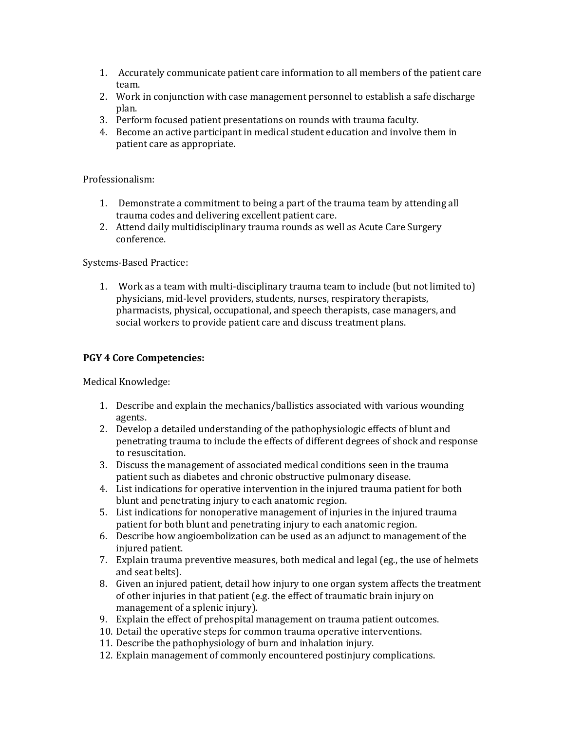1. Accurately communicate patient care information to all members of the patient care team.
2. Work in conjunction with case management personnel to establish a safe discharge plan.
3. Perform focused patient presentations on rounds with trauma faculty.
4. Become an active participant in medical student education and involve them in patient care as appropriate.

Professionalism:

1. Demonstrate a commitment to being a part of the trauma team by attending all trauma codes and delivering excellent patient care.
2. Attend daily multidisciplinary trauma rounds as well as Acute Care Surgery conference.

Systems-Based Practice:

1. Work as a team with multi-disciplinary trauma team to include (but not limited to) physicians, mid-level providers, students, nurses, respiratory therapists, pharmacists, physical, occupational, and speech therapists, case managers, and social workers to provide patient care and discuss treatment plans.

**PGY 4 Core Competencies:**

Medical Knowledge:

1. Describe and explain the mechanics/ballistics associated with various wounding agents.
2. Develop a detailed understanding of the pathophysiologic effects of blunt and penetrating trauma to include the effects of different degrees of shock and response to resuscitation.
3. Discuss the management of associated medical conditions seen in the trauma patient such as diabetes and chronic obstructive pulmonary disease.
4. List indications for operative intervention in the injured trauma patient for both blunt and penetrating injury to each anatomic region.
5. List indications for nonoperative management of injuries in the injured trauma patient for both blunt and penetrating injury to each anatomic region.
6. Describe how angioembolization can be used as an adjunct to management of the injured patient.
7. Explain trauma preventive measures, both medical and legal (eg., the use of helmets and seat belts).
8. Given an injured patient, detail how injury to one organ system affects the treatment of other injuries in that patient (e.g. the effect of traumatic brain injury on management of a splenic injury).
9. Explain the effect of prehospital management on trauma patient outcomes.
10. Detail the operative steps for common trauma operative interventions.
11. Describe the pathophysiology of burn and inhalation injury.
12. Explain management of commonly encountered postinjury complications.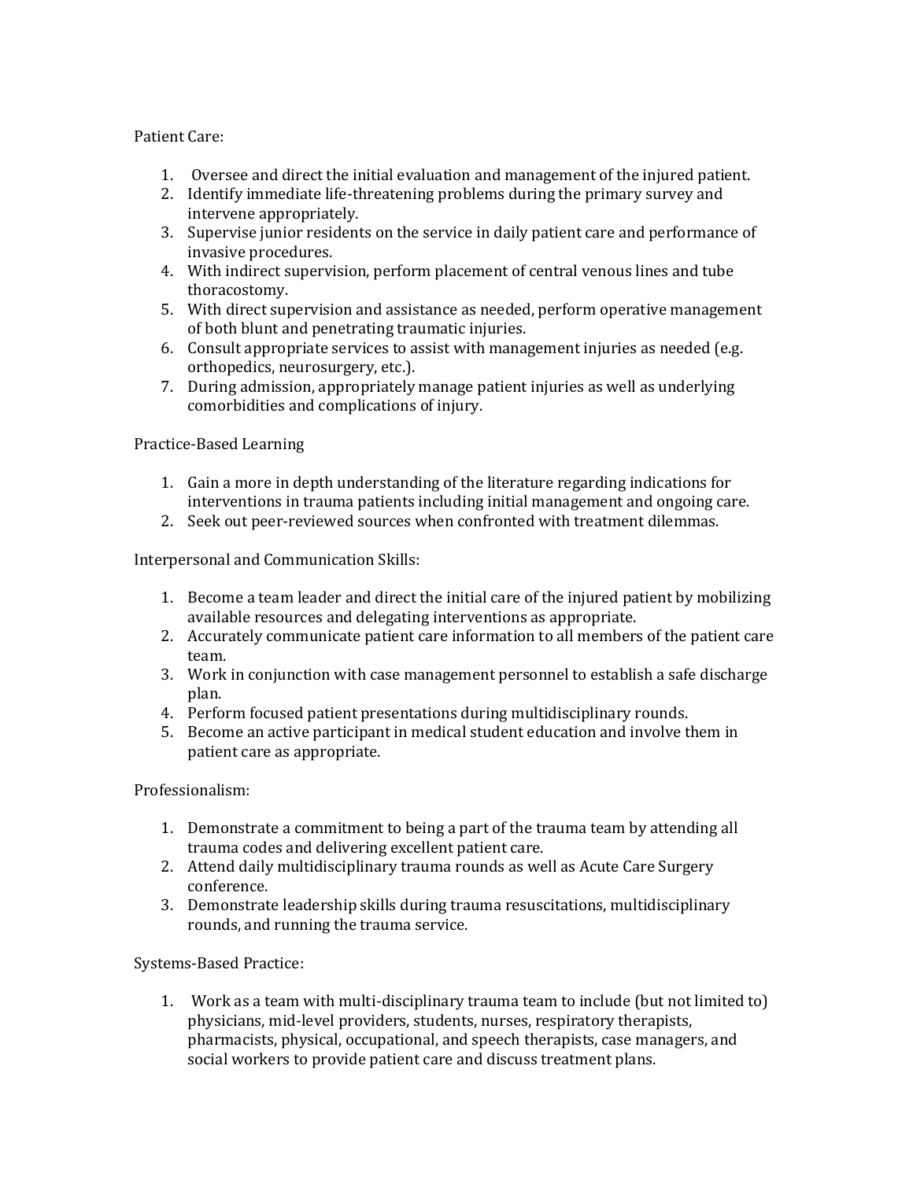Patient Care:

1. Oversee and direct the initial evaluation and management of the injured patient.
2. Identify immediate life-threatening problems during the primary survey and intervene appropriately.
3. Supervise junior residents on the service in daily patient care and performance of invasive procedures.
4. With indirect supervision, perform placement of central venous lines and tube thoracostomy.
5. With direct supervision and assistance as needed, perform operative management of both blunt and penetrating traumatic injuries.
6. Consult appropriate services to assist with management injuries as needed (e.g. orthopedics, neurosurgery, etc.).
7. During admission, appropriately manage patient injuries as well as underlying comorbidities and complications of injury.

Practice-Based Learning

1. Gain a more in depth understanding of the literature regarding indications for interventions in trauma patients including initial management and ongoing care.
2. Seek out peer-reviewed sources when confronted with treatment dilemmas.

Interpersonal and Communication Skills:

1. Become a team leader and direct the initial care of the injured patient by mobilizing available resources and delegating interventions as appropriate.
2. Accurately communicate patient care information to all members of the patient care team.
3. Work in conjunction with case management personnel to establish a safe discharge plan.
4. Perform focused patient presentations during multidisciplinary rounds.
5. Become an active participant in medical student education and involve them in patient care as appropriate.

Professionalism:

1. Demonstrate a commitment to being a part of the trauma team by attending all trauma codes and delivering excellent patient care.
2. Attend daily multidisciplinary trauma rounds as well as Acute Care Surgery conference.
3. Demonstrate leadership skills during trauma resuscitations, multidisciplinary rounds, and running the trauma service.

Systems-Based Practice:

1. Work as a team with multi-disciplinary trauma team to include (but not limited to) physicians, mid-level providers, students, nurses, respiratory therapists, pharmacists, physical, occupational, and speech therapists, case managers, and social workers to provide patient care and discuss treatment plans.